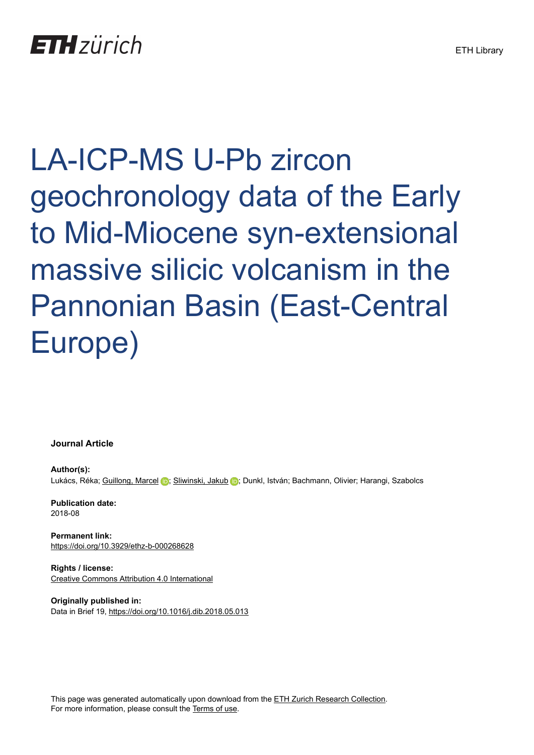ETH zürich

ETH Library

# LA-ICP-MS U-Pb zircon geochronology data of the Early to Mid-Miocene syn-extensional massive silicic volcanism in the Pannonian Basin (East-Central Europe)

**Journal Article**

**Author(s):**
Lukács, Réka; Guillong, Marcel; Sliwinski, Jakub; Dunkl, István; Bachmann, Olivier; Harangi, Szabolcs

**Publication date:**
2018-08

**Permanent link:**
https://doi.org/10.3929/ethz-b-000268628

**Rights / license:**
Creative Commons Attribution 4.0 International

**Originally published in:**
Data in Brief 19, https://doi.org/10.1016/j.dib.2018.05.013

This page was generated automatically upon download from the ETH Zurich Research Collection.
For more information, please consult the Terms of use.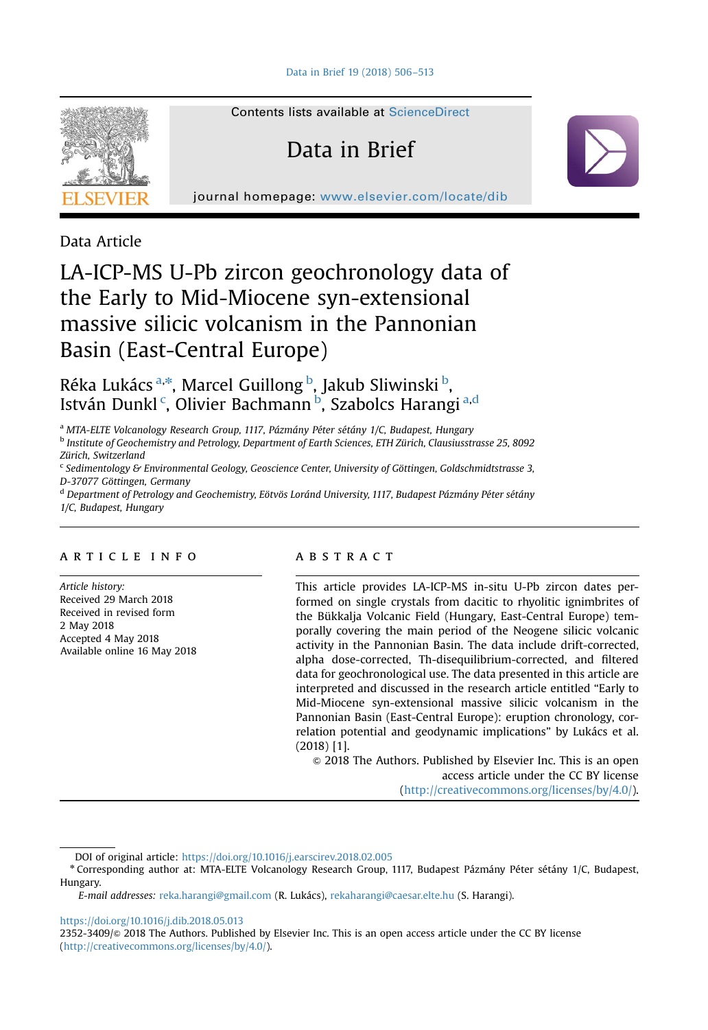Data Article

# LA-ICP-MS U-Pb zircon geochronology data of the Early to Mid-Miocene syn-extensional massive silicic volcanism in the Pannonian Basin (East-Central Europe)

Réka Lukács [a,*], Marcel Guillong [b], Jakub Sliwinski [b], István Dunkl [c], Olivier Bachmann [b], Szabolcs Harangi [a,d]

[a] *MTA-ELTE Volcanology Research Group, 1117, Pázmány Péter sétány 1/C, Budapest, Hungary*
[b] *Institute of Geochemistry and Petrology, Department of Earth Sciences, ETH Zürich, Clausiusstrasse 25, 8092 Zürich, Switzerland*
[c] *Sedimentology & Environmental Geology, Geoscience Center, University of Göttingen, Goldschmidtstrasse 3, D-37077 Göttingen, Germany*
[d] *Department of Petrology and Geochemistry, Eötvös Loránd University, 1117, Budapest Pázmány Péter sétány 1/C, Budapest, Hungary*

## ARTICLE INFO

*Article history:*
Received 29 March 2018
Received in revised form
2 May 2018
Accepted 4 May 2018
Available online 16 May 2018

## ABSTRACT

This article provides LA-ICP-MS in-situ U-Pb zircon dates performed on single crystals from dacitic to rhyolitic ignimbrites of the Bükkalja Volcanic Field (Hungary, East-Central Europe) temporally covering the main period of the Neogene silicic volcanic activity in the Pannonian Basin. The data include drift-corrected, alpha dose-corrected, Th-disequilibrium-corrected, and filtered data for geochronological use. The data presented in this article are interpreted and discussed in the research article entitled "Early to Mid-Miocene syn-extensional massive silicic volcanism in the Pannonian Basin (East-Central Europe): eruption chronology, correlation potential and geodynamic implications" by Lukács et al. (2018) [1].

© 2018 The Authors. Published by Elsevier Inc. This is an open access article under the CC BY license (http://creativecommons.org/licenses/by/4.0/).

DOI of original article: https://doi.org/10.1016/j.earscirev.2018.02.005

\* Corresponding author at: MTA-ELTE Volcanology Research Group, 1117, Budapest Pázmány Péter sétány 1/C, Budapest, Hungary.

*E-mail addresses:* reka.harangi@gmail.com (R. Lukács), rekaharangi@caesar.elte.hu (S. Harangi).

https://doi.org/10.1016/j.dib.2018.05.013
2352-3409/© 2018 The Authors. Published by Elsevier Inc. This is an open access article under the CC BY license (http://creativecommons.org/licenses/by/4.0/).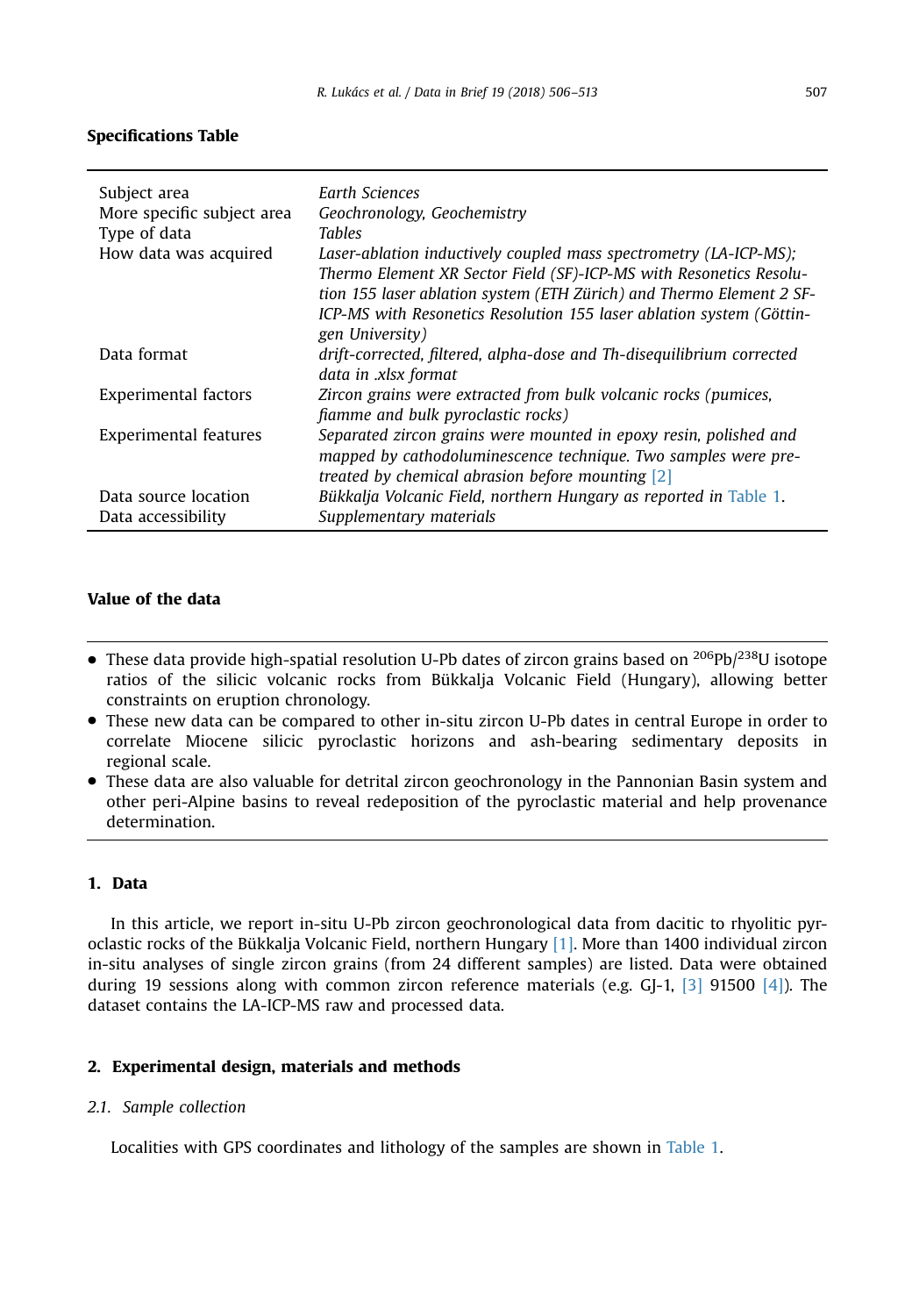## Specifications Table

| | |
|---|---|
| Subject area | *Earth Sciences* |
| More specific subject area | *Geochronology, Geochemistry* |
| Type of data | *Tables* |
| How data was acquired | *Laser-ablation inductively coupled mass spectrometry (LA-ICP-MS); Thermo Element XR Sector Field (SF)-ICP-MS with Resonetics Resolution 155 laser ablation system (ETH Zürich) and Thermo Element 2 SF-ICP-MS with Resonetics Resolution 155 laser ablation system (Göttingen University)* |
| Data format | *drift-corrected, filtered, alpha-dose and Th-disequilibrium corrected data in .xlsx format* |
| Experimental factors | *Zircon grains were extracted from bulk volcanic rocks (pumices, fiamme and bulk pyroclastic rocks)* |
| Experimental features | *Separated zircon grains were mounted in epoxy resin, polished and mapped by cathodoluminescence technique. Two samples were pre-treated by chemical abrasion before mounting [2]* |
| Data source location | *Bükkalja Volcanic Field, northern Hungary as reported in* Table 1. |
| Data accessibility | *Supplementary materials* |

## Value of the data

- These data provide high-spatial resolution U-Pb dates of zircon grains based on $^{206}Pb/^{238}U$ isotope ratios of the silicic volcanic rocks from Bükkalja Volcanic Field (Hungary), allowing better constraints on eruption chronology.
- These new data can be compared to other in-situ zircon U-Pb dates in central Europe in order to correlate Miocene silicic pyroclastic horizons and ash-bearing sedimentary deposits in regional scale.
- These data are also valuable for detrital zircon geochronology in the Pannonian Basin system and other peri-Alpine basins to reveal redeposition of the pyroclastic material and help provenance determination.

## 1. Data

In this article, we report in-situ U-Pb zircon geochronological data from dacitic to rhyolitic pyroclastic rocks of the Bükkalja Volcanic Field, northern Hungary [1]. More than 1400 individual zircon in-situ analyses of single zircon grains (from 24 different samples) are listed. Data were obtained during 19 sessions along with common zircon reference materials (e.g. GJ-1, [3] 91500 [4]). The dataset contains the LA-ICP-MS raw and processed data.

## 2. Experimental design, materials and methods

### 2.1. Sample collection

Localities with GPS coordinates and lithology of the samples are shown in Table 1.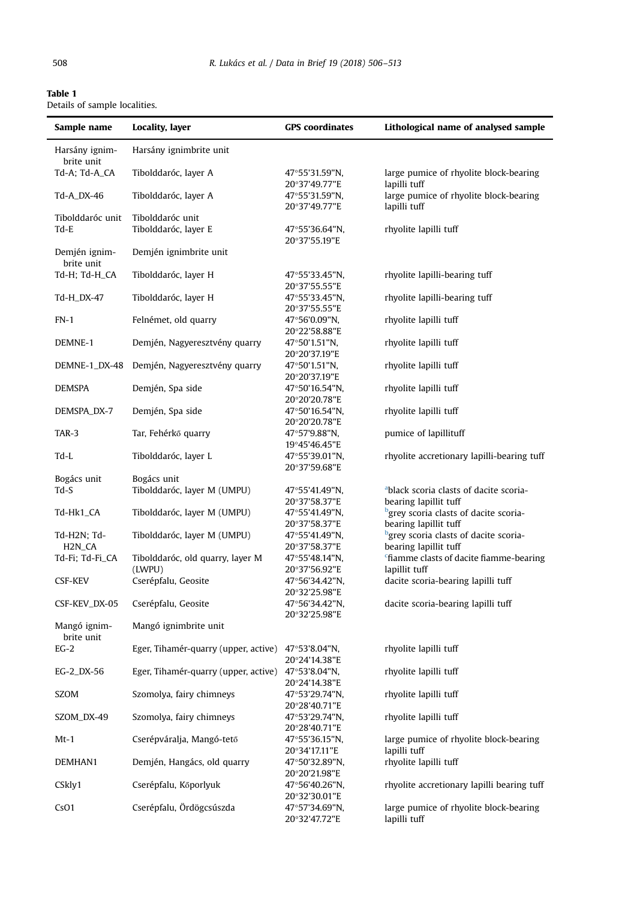**Table 1**
Details of sample localities.

| Sample name | Locality, layer | GPS coordinates | Lithological name of analysed sample |
|---|---|---|---|
| Harsány ignimbrite unit | Harsány ignimbrite unit | | |
| Td-A; Td-A_CA | Tibolddaróc, layer A | 47°55′31.59″N, 20°37′49.77″E | large pumice of rhyolite block-bearing lapilli tuff |
| Td-A_DX-46 | Tibolddaróc, layer A | 47°55′31.59″N, 20°37′49.77″E | large pumice of rhyolite block-bearing lapilli tuff |
| Tibolddaróc unit | Tibolddaróc unit | | |
| Td-E | Tibolddaróc, layer E | 47°55′36.64″N, 20°37′55.19″E | rhyolite lapilli tuff |
| Demjén ignimbrite unit | Demjén ignimbrite unit | | |
| Td-H; Td-H_CA | Tibolddaróc, layer H | 47°55′33.45″N, 20°37′55.55″E | rhyolite lapilli-bearing tuff |
| Td-H_DX-47 | Tibolddaróc, layer H | 47°55′33.45″N, 20°37′55.55″E | rhyolite lapilli-bearing tuff |
| FN-1 | Felnémet, old quarry | 47°56′0.09″N, 20°22′58.88″E | rhyolite lapilli tuff |
| DEMNE-1 | Demjén, Nagyeresztvény quarry | 47°50′1.51″N, 20°20′37.19″E | rhyolite lapilli tuff |
| DEMNE-1_DX-48 | Demjén, Nagyeresztvény quarry | 47°50′1.51″N, 20°20′37.19″E | rhyolite lapilli tuff |
| DEMSPA | Demjén, Spa side | 47°50′16.54″N, 20°20′20.78″E | rhyolite lapilli tuff |
| DEMSPA_DX-7 | Demjén, Spa side | 47°50′16.54″N, 20°20′20.78″E | rhyolite lapilli tuff |
| TAR-3 | Tar, Fehérkő quarry | 47°57′9.88″N, 19°45′46.45″E | pumice of lapillituff |
| Td-L | Tibolddaróc, layer L | 47°55′39.01″N, 20°37′59.68″E | rhyolite accretionary lapilli-bearing tuff |
| Bogács unit | Bogács unit | | |
| Td-S | Tibolddaróc, layer M (UMPU) | 47°55′41.49″N, 20°37′58.37″E | [a]black scoria clasts of dacite scoria-bearing lapillit tuff |
| Td-Hk1_CA | Tibolddaróc, layer M (UMPU) | 47°55′41.49″N, 20°37′58.37″E | [b]grey scoria clasts of dacite scoria-bearing lapillit tuff |
| Td-H2N; Td-H2N_CA | Tibolddaróc, layer M (UMPU) | 47°55′41.49″N, 20°37′58.37″E | [b]grey scoria clasts of dacite scoria-bearing lapillit tuff |
| Td-Fi; Td-Fi_CA | Tibolddaróc, old quarry, layer M (LWPU) | 47°55′48.14″N, 20°37′56.92″E | [c]fiamme clasts of dacite fiamme-bearing lapillit tuff |
| CSF-KEV | Cserépfalu, Geosite | 47°56′34.42″N, 20°32′25.98″E | dacite scoria-bearing lapilli tuff |
| CSF-KEV_DX-05 | Cserépfalu, Geosite | 47°56′34.42″N, 20°32′25.98″E | dacite scoria-bearing lapilli tuff |
| Mangó ignimbrite unit | Mangó ignimbrite unit | | |
| EG-2 | Eger, Tihamér-quarry (upper, active) | 47°53′8.04″N, 20°24′14.38″E | rhyolite lapilli tuff |
| EG-2_DX-56 | Eger, Tihamér-quarry (upper, active) | 47°53′8.04″N, 20°24′14.38″E | rhyolite lapilli tuff |
| SZOM | Szomolya, fairy chimneys | 47°53′29.74″N, 20°28′40.71″E | rhyolite lapilli tuff |
| SZOM_DX-49 | Szomolya, fairy chimneys | 47°53′29.74″N, 20°28′40.71″E | rhyolite lapilli tuff |
| Mt-1 | Cserépváralja, Mangó-tető | 47°55′36.15″N, 20°34′17.11″E | large pumice of rhyolite block-bearing lapilli tuff |
| DEMHAN1 | Demjén, Hangács, old quarry | 47°50′32.89″N, 20°20′21.98″E | rhyolite lapilli tuff |
| CSkly1 | Cserépfalu, Kőporlyuk | 47°56′40.26″N, 20°32′30.01″E | rhyolite accretionary lapilli bearing tuff |
| CsO1 | Cserépfalu, Ördögcsúszda | 47°57′34.69″N, 20°32′47.72″E | large pumice of rhyolite block-bearing lapilli tuff |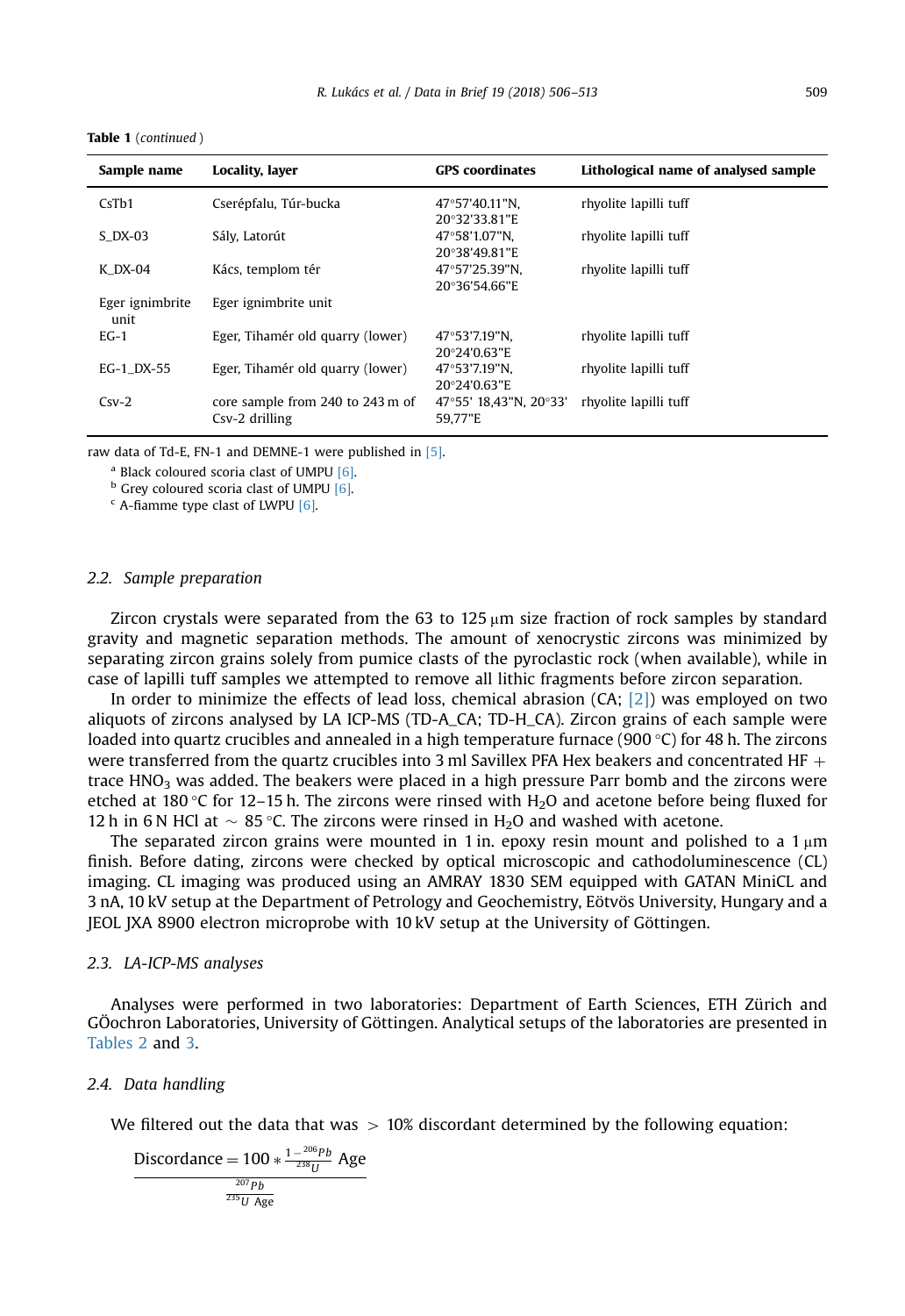**Table 1** (*continued*)

| Sample name | Locality, layer | GPS coordinates | Lithological name of analysed sample |
| --- | --- | --- | --- |
| CsTb1 | Cserépfalu, Túr-bucka | 47°57'40.11"N, 20°32'33.81"E | rhyolite lapilli tuff |
| S_DX-03 | Sály, Latorút | 47°58'1.07"N, 20°38'49.81"E | rhyolite lapilli tuff |
| K_DX-04 | Kács, templom tér | 47°57'25.39"N, 20°36'54.66"E | rhyolite lapilli tuff |
| Eger ignimbrite unit | Eger ignimbrite unit | | |
| EG-1 | Eger, Tihamér old quarry (lower) | 47°53'7.19"N, 20°24'0.63"E | rhyolite lapilli tuff |
| EG-1_DX-55 | Eger, Tihamér old quarry (lower) | 47°53'7.19"N, 20°24'0.63"E | rhyolite lapilli tuff |
| Csv-2 | core sample from 240 to 243 m of Csv-2 drilling | 47°55' 18,43"N, 20°33' 59,77"E | rhyolite lapilli tuff |

raw data of Td-E, FN-1 and DEMNE-1 were published in [5].

[a] Black coloured scoria clast of UMPU [6].

[b] Grey coloured scoria clast of UMPU [6].

[c] A-fiamme type clast of LWPU [6].

### 2.2. Sample preparation

Zircon crystals were separated from the 63 to 125 μm size fraction of rock samples by standard gravity and magnetic separation methods. The amount of xenocrystic zircons was minimized by separating zircon grains solely from pumice clasts of the pyroclastic rock (when available), while in case of lapilli tuff samples we attempted to remove all lithic fragments before zircon separation.

In order to minimize the effects of lead loss, chemical abrasion (CA; [2]) was employed on two aliquots of zircons analysed by LA ICP-MS (TD-A_CA; TD-H_CA). Zircon grains of each sample were loaded into quartz crucibles and annealed in a high temperature furnace (900 °C) for 48 h. The zircons were transferred from the quartz crucibles into 3 ml Savillex PFA Hex beakers and concentrated HF + trace $HNO_3$ was added. The beakers were placed in a high pressure Parr bomb and the zircons were etched at 180 °C for 12–15 h. The zircons were rinsed with $H_2O$ and acetone before being fluxed for 12 h in 6 N HCl at ~ 85 °C. The zircons were rinsed in $H_2O$ and washed with acetone.

The separated zircon grains were mounted in 1 in. epoxy resin mount and polished to a 1 μm finish. Before dating, zircons were checked by optical microscopic and cathodoluminescence (CL) imaging. CL imaging was produced using an AMRAY 1830 SEM equipped with GATAN MiniCL and 3 nA, 10 kV setup at the Department of Petrology and Geochemistry, Eötvös University, Hungary and a JEOL JXA 8900 electron microprobe with 10 kV setup at the University of Göttingen.

### 2.3. LA-ICP-MS analyses

Analyses were performed in two laboratories: Department of Earth Sciences, ETH Zürich and GÖochron Laboratories, University of Göttingen. Analytical setups of the laboratories are presented in Tables 2 and 3.

### 2.4. Data handling

We filtered out the data that was > 10% discordant determined by the following equation:

$$\text{Discordance} = 100 * \frac{1 - \frac{^{206}Pb}{^{238}U}\ \text{Age}}{\frac{^{207}Pb}{^{235}U}\ \text{Age}}$$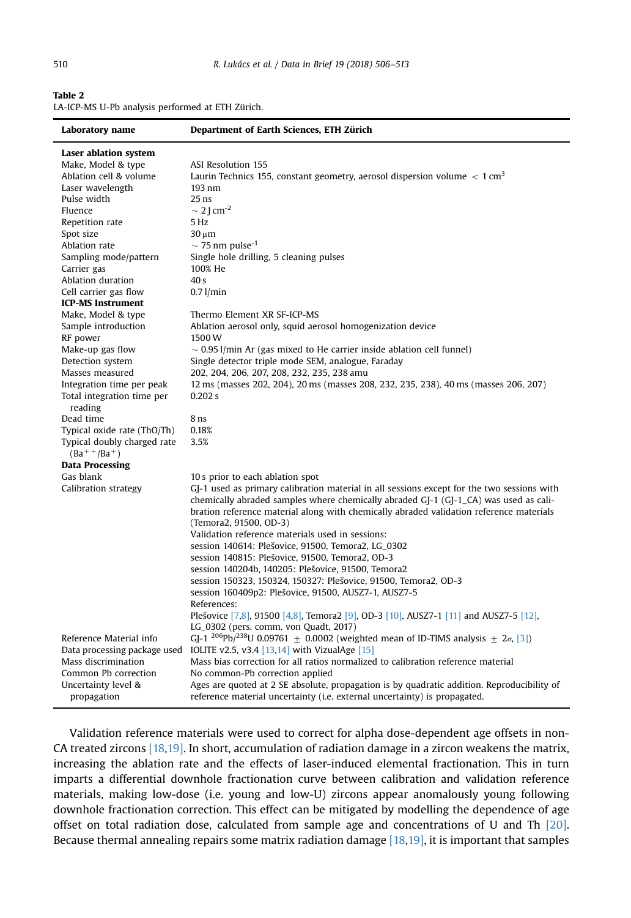**Table 2**
LA-ICP-MS U-Pb analysis performed at ETH Zürich.

| Laboratory name | Department of Earth Sciences, ETH Zürich |
|---|---|
| **Laser ablation system** | |
| Make, Model & type | ASI Resolution 155 |
| Ablation cell & volume | Laurin Technics 155, constant geometry, aerosol dispersion volume $< 1$ cm$^3$ |
| Laser wavelength | 193 nm |
| Pulse width | 25 ns |
| Fluence | $\sim 2$ J cm$^{-2}$ |
| Repetition rate | 5 Hz |
| Spot size | 30 μm |
| Ablation rate | $\sim 75$ nm pulse$^{-1}$ |
| Sampling mode/pattern | Single hole drilling, 5 cleaning pulses |
| Carrier gas | 100% He |
| Ablation duration | 40 s |
| Cell carrier gas flow | 0.7 l/min |
| **ICP-MS Instrument** | |
| Make, Model & type | Thermo Element XR SF-ICP-MS |
| Sample introduction | Ablation aerosol only, squid aerosol homogenization device |
| RF power | 1500 W |
| Make-up gas flow | $\sim 0.95$ l/min Ar (gas mixed to He carrier inside ablation cell funnel) |
| Detection system | Single detector triple mode SEM, analogue, Faraday |
| Masses measured | 202, 204, 206, 207, 208, 232, 235, 238 amu |
| Integration time per peak | 12 ms (masses 202, 204), 20 ms (masses 208, 232, 235, 238), 40 ms (masses 206, 207) |
| Total integration time per reading | 0.202 s |
| Dead time | 8 ns |
| Typical oxide rate (ThO/Th) | 0.18% |
| Typical doubly charged rate ($Ba^{++}/Ba^{+}$) | 3.5% |
| **Data Processing** | |
| Gas blank | 10 s prior to each ablation spot |
| Calibration strategy | GJ-1 used as primary calibration material in all sessions except for the two sessions with chemically abraded samples where chemically abraded GJ-1 (GJ-1_CA) was used as calibration reference material along with chemically abraded validation reference materials (Temora2, 91500, OD-3)<br>Validation reference materials used in sessions:<br>session 140614: Plešovice, 91500, Temora2, LG_0302<br>session 140815: Plešovice, 91500, Temora2, OD-3<br>session 140204b, 140205: Plešovice, 91500, Temora2<br>session 150323, 150324, 150327: Plešovice, 91500, Temora2, OD-3<br>session 160409p2: Plešovice, 91500, AUSZ7-1, AUSZ7-5<br>References:<br>Plešovice [7,8], 91500 [4,8], Temora2 [9], OD-3 [10], AUSZ7-1 [11] and AUSZ7-5 [12], LG_0302 (pers. comm. von Quadt, 2017) |
| Reference Material info | GJ-1 $^{206}Pb/^{238}U$ 0.09761 $\pm$ 0.0002 (weighted mean of ID-TIMS analysis $\pm$ 2$\sigma$, [3]) |
| Data processing package used | IOLITE v2.5, v3.4 [13,14] with VizualAge [15] |
| Mass discrimination | Mass bias correction for all ratios normalized to calibration reference material |
| Common Pb correction | No common-Pb correction applied |
| Uncertainty level & propagation | Ages are quoted at 2 SE absolute, propagation is by quadratic addition. Reproducibility of reference material uncertainty (i.e. external uncertainty) is propagated. |

Validation reference materials were used to correct for alpha dose-dependent age offsets in non-CA treated zircons [18,19]. In short, accumulation of radiation damage in a zircon weakens the matrix, increasing the ablation rate and the effects of laser-induced elemental fractionation. This in turn imparts a differential downhole fractionation curve between calibration and validation reference materials, making low-dose (i.e. young and low-U) zircons appear anomalously young following downhole fractionation correction. This effect can be mitigated by modelling the dependence of age offset on total radiation dose, calculated from sample age and concentrations of U and Th [20]. Because thermal annealing repairs some matrix radiation damage [18,19], it is important that samples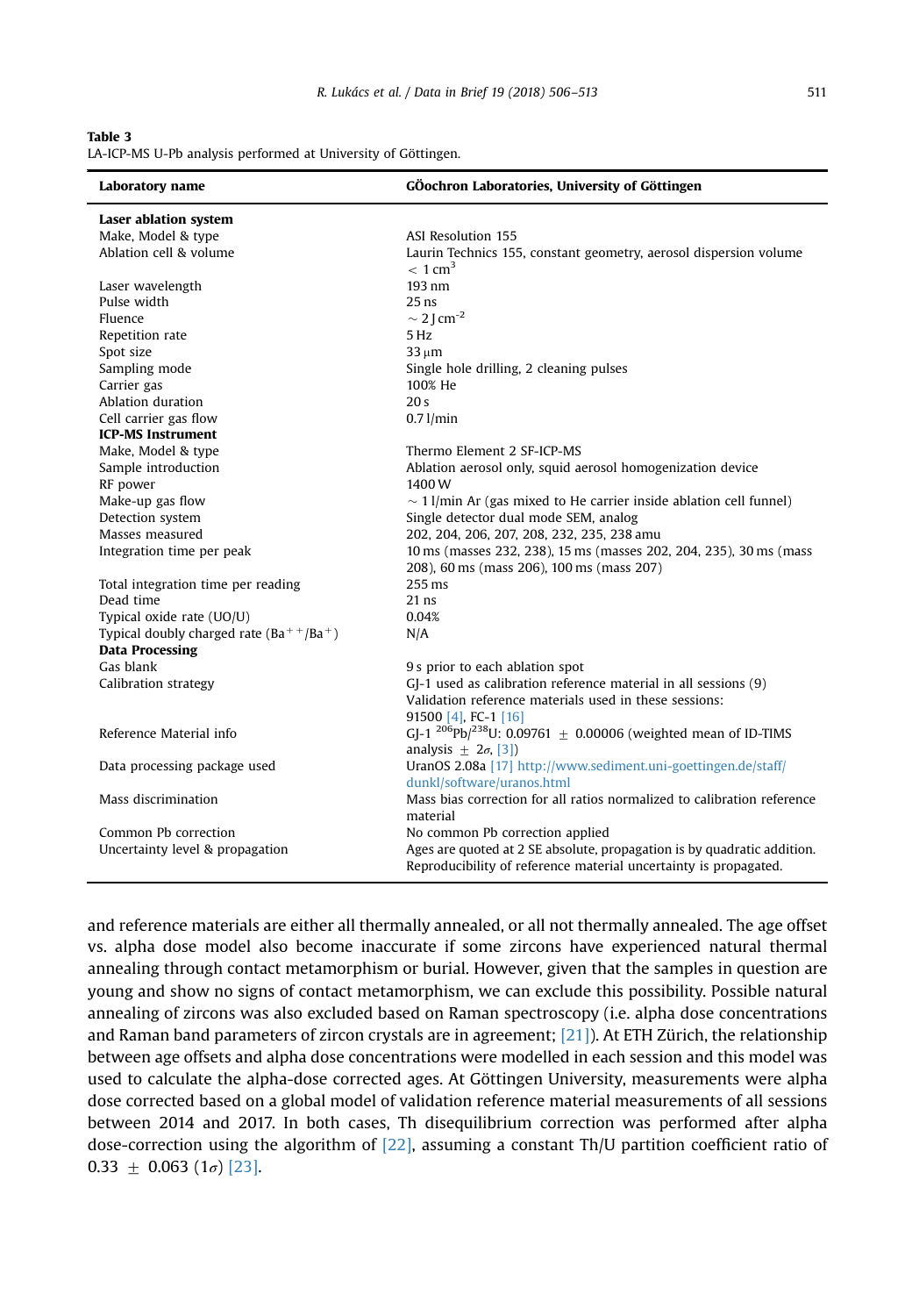**Table 3**
LA-ICP-MS U-Pb analysis performed at University of Göttingen.

| Laboratory name | GÖochron Laboratories, University of Göttingen |
|---|---|
| **Laser ablation system** | |
| Make, Model & type | ASI Resolution 155 |
| Ablation cell & volume | Laurin Technics 155, constant geometry, aerosol dispersion volume $< 1\ cm^3$ |
| Laser wavelength | 193 nm |
| Pulse width | 25 ns |
| Fluence | $\sim 2\ J\ cm^{-2}$ |
| Repetition rate | 5 Hz |
| Spot size | 33 μm |
| Sampling mode | Single hole drilling, 2 cleaning pulses |
| Carrier gas | 100% He |
| Ablation duration | 20 s |
| Cell carrier gas flow | 0.7 l/min |
| **ICP-MS Instrument** | |
| Make, Model & type | Thermo Element 2 SF-ICP-MS |
| Sample introduction | Ablation aerosol only, squid aerosol homogenization device |
| RF power | 1400 W |
| Make-up gas flow | ~ 1 l/min Ar (gas mixed to He carrier inside ablation cell funnel) |
| Detection system | Single detector dual mode SEM, analog |
| Masses measured | 202, 204, 206, 207, 208, 232, 235, 238 amu |
| Integration time per peak | 10 ms (masses 232, 238), 15 ms (masses 202, 204, 235), 30 ms (mass 208), 60 ms (mass 206), 100 ms (mass 207) |
| Total integration time per reading | 255 ms |
| Dead time | 21 ns |
| Typical oxide rate (UO/U) | 0.04% |
| Typical doubly charged rate ($Ba^{++}/Ba^{+}$) | N/A |
| **Data Processing** | |
| Gas blank | 9 s prior to each ablation spot |
| Calibration strategy | GJ-1 used as calibration reference material in all sessions (9) Validation reference materials used in these sessions: 91500 [4], FC-1 [16] |
| Reference Material info | GJ-1 $^{206}Pb/^{238}U$: 0.09761 ± 0.00006 (weighted mean of ID-TIMS analysis ± 2σ, [3]) |
| Data processing package used | UranOS 2.08a [17] http://www.sediment.uni-goettingen.de/staff/dunkl/software/uranos.html |
| Mass discrimination | Mass bias correction for all ratios normalized to calibration reference material |
| Common Pb correction | No common Pb correction applied |
| Uncertainty level & propagation | Ages are quoted at 2 SE absolute, propagation is by quadratic addition. Reproducibility of reference material uncertainty is propagated. |

and reference materials are either all thermally annealed, or all not thermally annealed. The age offset vs. alpha dose model also become inaccurate if some zircons have experienced natural thermal annealing through contact metamorphism or burial. However, given that the samples in question are young and show no signs of contact metamorphism, we can exclude this possibility. Possible natural annealing of zircons was also excluded based on Raman spectroscopy (i.e. alpha dose concentrations and Raman band parameters of zircon crystals are in agreement; [21]). At ETH Zürich, the relationship between age offsets and alpha dose concentrations were modelled in each session and this model was used to calculate the alpha-dose corrected ages. At Göttingen University, measurements were alpha dose corrected based on a global model of validation reference material measurements of all sessions between 2014 and 2017. In both cases, Th disequilibrium correction was performed after alpha dose-correction using the algorithm of [22], assuming a constant Th/U partition coefficient ratio of 0.33 ± 0.063 (1σ) [23].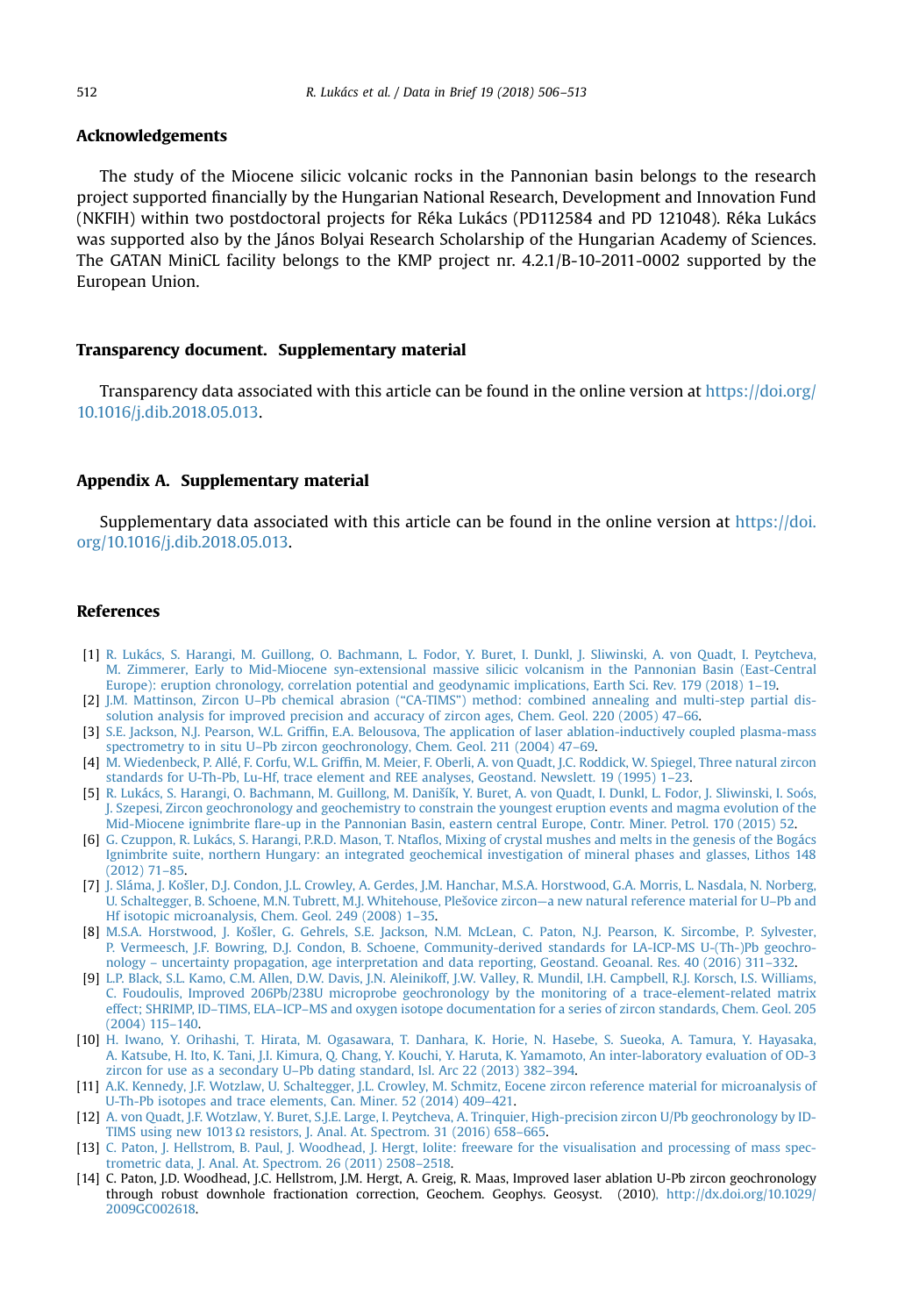## Acknowledgements

The study of the Miocene silicic volcanic rocks in the Pannonian basin belongs to the research project supported financially by the Hungarian National Research, Development and Innovation Fund (NKFIH) within two postdoctoral projects for Réka Lukács (PD112584 and PD 121048). Réka Lukács was supported also by the János Bolyai Research Scholarship of the Hungarian Academy of Sciences. The GATAN MiniCL facility belongs to the KMP project nr. 4.2.1/B-10-2011-0002 supported by the European Union.

## Transparency document. Supplementary material

Transparency data associated with this article can be found in the online version at https://doi.org/10.1016/j.dib.2018.05.013.

## Appendix A. Supplementary material

Supplementary data associated with this article can be found in the online version at https://doi.org/10.1016/j.dib.2018.05.013.

## References

[1] R. Lukács, S. Harangi, M. Guillong, O. Bachmann, L. Fodor, Y. Buret, I. Dunkl, J. Sliwinski, A. von Quadt, I. Peytcheva, M. Zimmerer, Early to Mid-Miocene syn-extensional massive silicic volcanism in the Pannonian Basin (East-Central Europe): eruption chronology, correlation potential and geodynamic implications, Earth Sci. Rev. 179 (2018) 1–19.

[2] J.M. Mattinson, Zircon U–Pb chemical abrasion ("CA-TIMS") method: combined annealing and multi-step partial dissolution analysis for improved precision and accuracy of zircon ages, Chem. Geol. 220 (2005) 47–66.

[3] S.E. Jackson, N.J. Pearson, W.L. Griffin, E.A. Belousova, The application of laser ablation-inductively coupled plasma-mass spectrometry to in situ U–Pb zircon geochronology, Chem. Geol. 211 (2004) 47–69.

[4] M. Wiedenbeck, P. Allé, F. Corfu, W.L. Griffin, M. Meier, F. Oberli, A. von Quadt, J.C. Roddick, W. Spiegel, Three natural zircon standards for U-Th-Pb, Lu-Hf, trace element and REE analyses, Geostand. Newslett. 19 (1995) 1–23.

[5] R. Lukács, S. Harangi, O. Bachmann, M. Guillong, M. Danišík, Y. Buret, A. von Quadt, I. Dunkl, L. Fodor, J. Sliwinski, I. Soós, J. Szepesi, Zircon geochronology and geochemistry to constrain the youngest eruption events and magma evolution of the Mid-Miocene ignimbrite flare-up in the Pannonian Basin, eastern central Europe, Contr. Miner. Petrol. 170 (2015) 52.

[6] G. Czuppon, R. Lukács, S. Harangi, P.R.D. Mason, T. Ntaflos, Mixing of crystal mushes and melts in the genesis of the Bogács Ignimbrite suite, northern Hungary: an integrated geochemical investigation of mineral phases and glasses, Lithos 148 (2012) 71–85.

[7] J. Sláma, J. Košler, D.J. Condon, J.L. Crowley, A. Gerdes, J.M. Hanchar, M.S.A. Horstwood, G.A. Morris, L. Nasdala, N. Norberg, U. Schaltegger, B. Schoene, M.N. Tubrett, M.J. Whitehouse, Plešovice zircon—a new natural reference material for U–Pb and Hf isotopic microanalysis, Chem. Geol. 249 (2008) 1–35.

[8] M.S.A. Horstwood, J. Košler, G. Gehrels, S.E. Jackson, N.M. McLean, C. Paton, N.J. Pearson, K. Sircombe, P. Sylvester, P. Vermeesch, J.F. Bowring, D.J. Condon, B. Schoene, Community-derived standards for LA-ICP-MS U-(Th-)Pb geochronology – uncertainty propagation, age interpretation and data reporting, Geostand. Geoanal. Res. 40 (2016) 311–332.

[9] L.P. Black, S.L. Kamo, C.M. Allen, D.W. Davis, J.N. Aleinikoff, J.W. Valley, R. Mundil, I.H. Campbell, R.J. Korsch, I.S. Williams, C. Foudoulis, Improved 206Pb/238U microprobe geochronology by the monitoring of a trace-element-related matrix effect; SHRIMP, ID–TIMS, ELA–ICP–MS and oxygen isotope documentation for a series of zircon standards, Chem. Geol. 205 (2004) 115–140.

[10] H. Iwano, Y. Orihashi, T. Hirata, M. Ogasawara, T. Danhara, K. Horie, N. Hasebe, S. Sueoka, A. Tamura, Y. Hayasaka, A. Katsube, H. Ito, K. Tani, J.I. Kimura, Q. Chang, Y. Kouchi, Y. Haruta, K. Yamamoto, An inter-laboratory evaluation of OD-3 zircon for use as a secondary U–Pb dating standard, Isl. Arc 22 (2013) 382–394.

[11] A.K. Kennedy, J.F. Wotzlaw, U. Schaltegger, J.L. Crowley, M. Schmitz, Eocene zircon reference material for microanalysis of U-Th-Pb isotopes and trace elements, Can. Miner. 52 (2014) 409–421.

[12] A. von Quadt, J.F. Wotzlaw, Y. Buret, S.J.E. Large, I. Peytcheva, A. Trinquier, High-precision zircon U/Pb geochronology by ID-TIMS using new 1013 Ω resistors, J. Anal. At. Spectrom. 31 (2016) 658–665.

[13] C. Paton, J. Hellstrom, B. Paul, J. Woodhead, J. Hergt, Iolite: freeware for the visualisation and processing of mass spectrometric data, J. Anal. At. Spectrom. 26 (2011) 2508–2518.

[14] C. Paton, J.D. Woodhead, J.C. Hellstrom, J.M. Hergt, A. Greig, R. Maas, Improved laser ablation U-Pb zircon geochronology through robust downhole fractionation correction, Geochem. Geophys. Geosyst. (2010), http://dx.doi.org/10.1029/2009GC002618.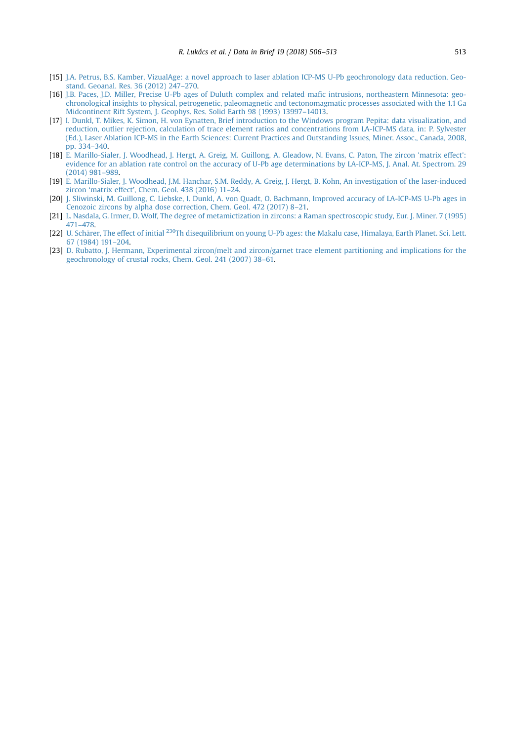[15] J.A. Petrus, B.S. Kamber, VizualAge: a novel approach to laser ablation ICP-MS U-Pb geochronology data reduction, Geostand. Geoanal. Res. 36 (2012) 247–270.

[16] J.B. Paces, J.D. Miller, Precise U-Pb ages of Duluth complex and related mafic intrusions, northeastern Minnesota: geochronological insights to physical, petrogenetic, paleomagnetic and tectonomagmatic processes associated with the 1.1 Ga Midcontinent Rift System, J. Geophys. Res. Solid Earth 98 (1993) 13997–14013.

[17] I. Dunkl, T. Mikes, K. Simon, H. von Eynatten, Brief introduction to the Windows program Pepita: data visualization, and reduction, outlier rejection, calculation of trace element ratios and concentrations from LA-ICP-MS data, in: P. Sylvester (Ed.), Laser Ablation ICP-MS in the Earth Sciences: Current Practices and Outstanding Issues, Miner. Assoc., Canada, 2008, pp. 334–340.

[18] E. Marillo-Sialer, J. Woodhead, J. Hergt, A. Greig, M. Guillong, A. Gleadow, N. Evans, C. Paton, The zircon 'matrix effect': evidence for an ablation rate control on the accuracy of U-Pb age determinations by LA-ICP-MS, J. Anal. At. Spectrom. 29 (2014) 981–989.

[19] E. Marillo-Sialer, J. Woodhead, J.M. Hanchar, S.M. Reddy, A. Greig, J. Hergt, B. Kohn, An investigation of the laser-induced zircon 'matrix effect', Chem. Geol. 438 (2016) 11–24.

[20] J. Sliwinski, M. Guillong, C. Liebske, I. Dunkl, A. von Quadt, O. Bachmann, Improved accuracy of LA-ICP-MS U-Pb ages in Cenozoic zircons by alpha dose correction, Chem. Geol. 472 (2017) 8–21.

[21] L. Nasdala, G. Irmer, D. Wolf, The degree of metamictization in zircons: a Raman spectroscopic study, Eur. J. Miner. 7 (1995) 471–478.

[22] U. Schärer, The effect of initial $^{230}$Th disequilibrium on young U-Pb ages: the Makalu case, Himalaya, Earth Planet. Sci. Lett. 67 (1984) 191–204.

[23] D. Rubatto, J. Hermann, Experimental zircon/melt and zircon/garnet trace element partitioning and implications for the geochronology of crustal rocks, Chem. Geol. 241 (2007) 38–61.